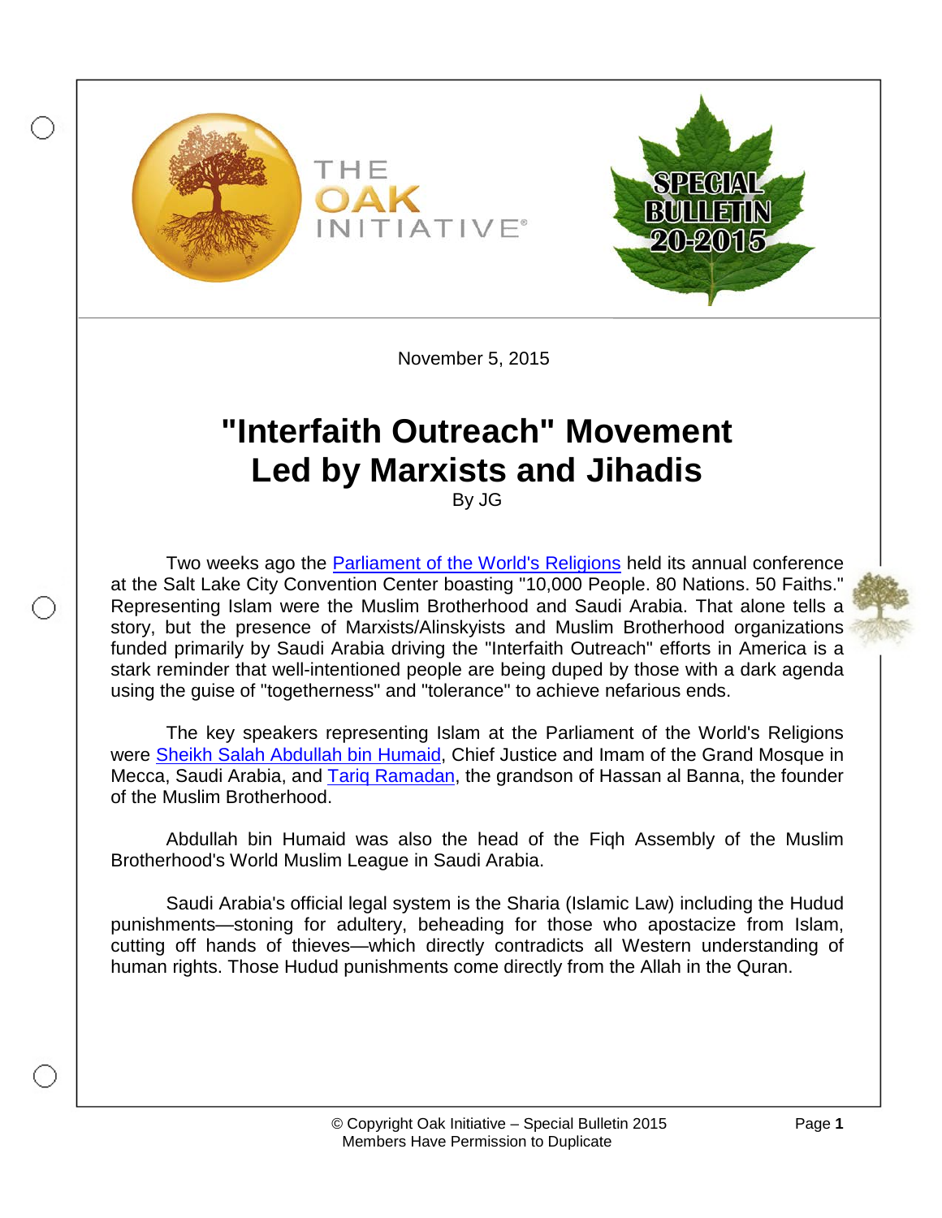THE OAK INITIATIVE®

SPECIAL BULLETIN 20-2015

November 5, 2015

# "Interfaith Outreach" Movement Led by Marxists and Jihadis

By JG

Two weeks ago the Parliament of the World's Religions held its annual conference at the Salt Lake City Convention Center boasting "10,000 People. 80 Nations. 50 Faiths." Representing Islam were the Muslim Brotherhood and Saudi Arabia. That alone tells a story, but the presence of Marxists/Alinskyists and Muslim Brotherhood organizations funded primarily by Saudi Arabia driving the "Interfaith Outreach" efforts in America is a stark reminder that well-intentioned people are being duped by those with a dark agenda using the guise of "togetherness" and "tolerance" to achieve nefarious ends.

The key speakers representing Islam at the Parliament of the World's Religions were Sheikh Salah Abdullah bin Humaid, Chief Justice and Imam of the Grand Mosque in Mecca, Saudi Arabia, and Tariq Ramadan, the grandson of Hassan al Banna, the founder of the Muslim Brotherhood.

Abdullah bin Humaid was also the head of the Fiqh Assembly of the Muslim Brotherhood's World Muslim League in Saudi Arabia.

Saudi Arabia's official legal system is the Sharia (Islamic Law) including the Hudud punishments—stoning for adultery, beheading for those who apostacize from Islam, cutting off hands of thieves—which directly contradicts all Western understanding of human rights. Those Hudud punishments come directly from the Allah in the Quran.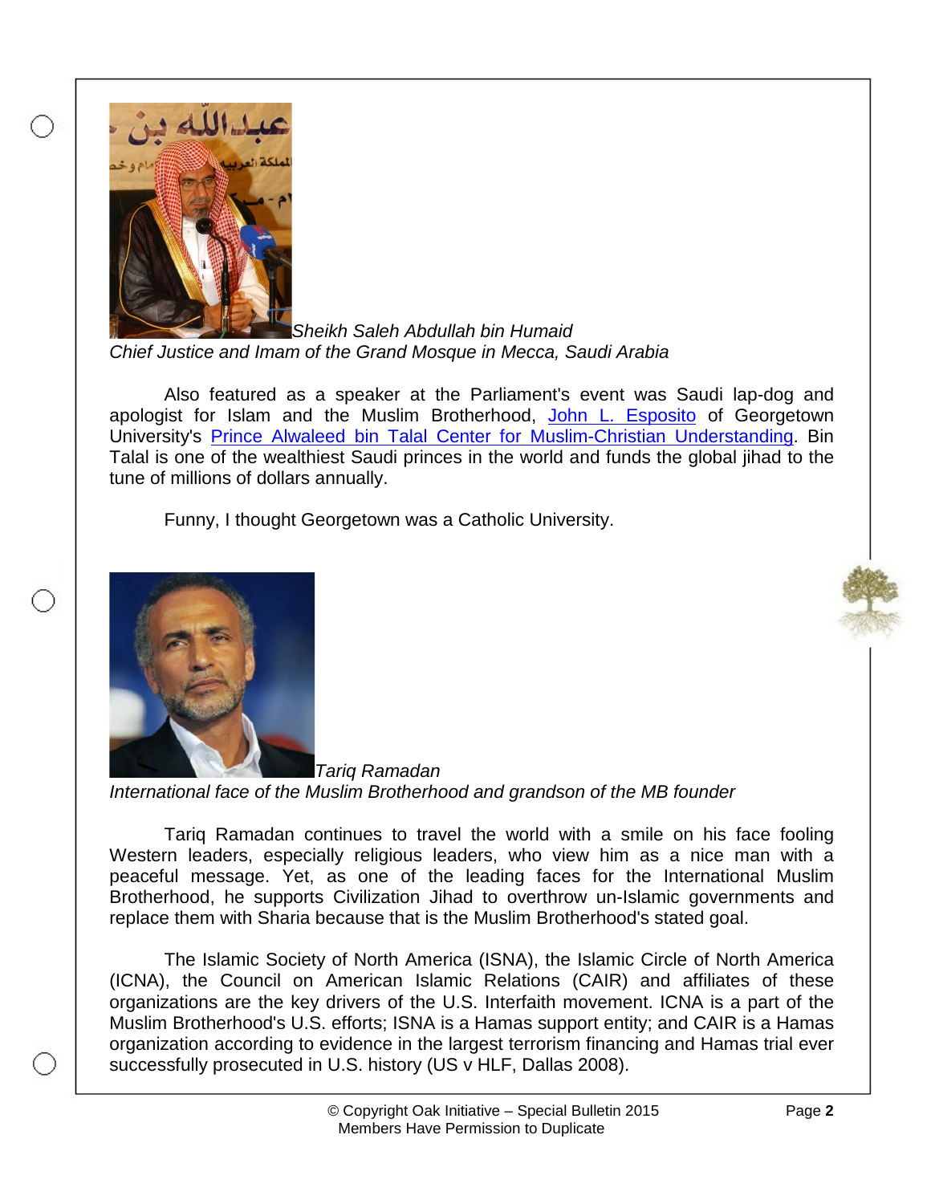*Sheikh Saleh Abdullah bin Humaid*
*Chief Justice and Imam of the Grand Mosque in Mecca, Saudi Arabia*

Also featured as a speaker at the Parliament's event was Saudi lap-dog and apologist for Islam and the Muslim Brotherhood, John L. Esposito of Georgetown University's Prince Alwaleed bin Talal Center for Muslim-Christian Understanding. Bin Talal is one of the wealthiest Saudi princes in the world and funds the global jihad to the tune of millions of dollars annually.

Funny, I thought Georgetown was a Catholic University.

*Tariq Ramadan*
*International face of the Muslim Brotherhood and grandson of the MB founder*

Tariq Ramadan continues to travel the world with a smile on his face fooling Western leaders, especially religious leaders, who view him as a nice man with a peaceful message. Yet, as one of the leading faces for the International Muslim Brotherhood, he supports Civilization Jihad to overthrow un-Islamic governments and replace them with Sharia because that is the Muslim Brotherhood's stated goal.

The Islamic Society of North America (ISNA), the Islamic Circle of North America (ICNA), the Council on American Islamic Relations (CAIR) and affiliates of these organizations are the key drivers of the U.S. Interfaith movement. ICNA is a part of the Muslim Brotherhood's U.S. efforts; ISNA is a Hamas support entity; and CAIR is a Hamas organization according to evidence in the largest terrorism financing and Hamas trial ever successfully prosecuted in U.S. history (US v HLF, Dallas 2008).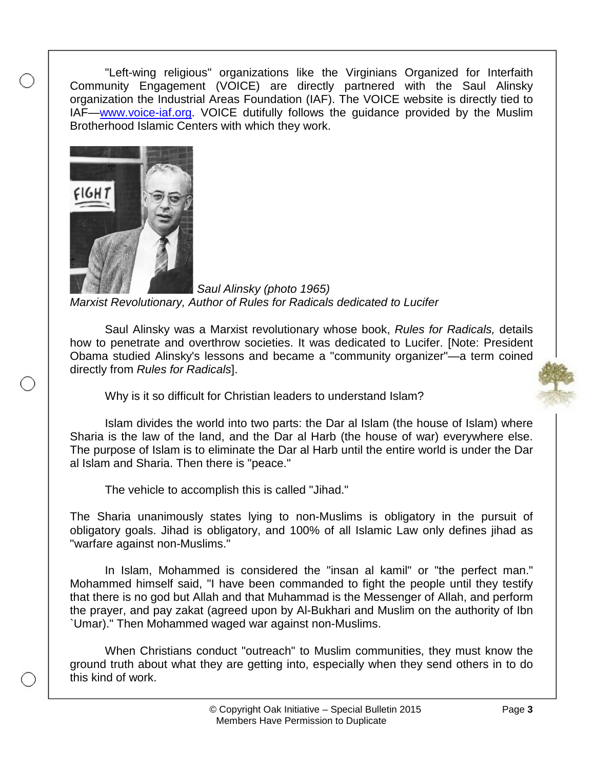"Left-wing religious" organizations like the Virginians Organized for Interfaith Community Engagement (VOICE) are directly partnered with the Saul Alinsky organization the Industrial Areas Foundation (IAF). The VOICE website is directly tied to IAF—[www.voice-iaf.org](http://www.voice-iaf.org). VOICE dutifully follows the guidance provided by the Muslim Brotherhood Islamic Centers with which they work.

*Saul Alinsky (photo 1965)*
*Marxist Revolutionary, Author of Rules for Radicals dedicated to Lucifer*

Saul Alinsky was a Marxist revolutionary whose book, *Rules for Radicals,* details how to penetrate and overthrow societies. It was dedicated to Lucifer. [Note: President Obama studied Alinsky's lessons and became a "community organizer"—a term coined directly from *Rules for Radicals*].

Why is it so difficult for Christian leaders to understand Islam?

Islam divides the world into two parts: the Dar al Islam (the house of Islam) where Sharia is the law of the land, and the Dar al Harb (the house of war) everywhere else. The purpose of Islam is to eliminate the Dar al Harb until the entire world is under the Dar al Islam and Sharia. Then there is "peace."

The vehicle to accomplish this is called "Jihad."

The Sharia unanimously states lying to non-Muslims is obligatory in the pursuit of obligatory goals. Jihad is obligatory, and 100% of all Islamic Law only defines jihad as "warfare against non-Muslims."

In Islam, Mohammed is considered the "insan al kamil" or "the perfect man." Mohammed himself said, "I have been commanded to fight the people until they testify that there is no god but Allah and that Muhammad is the Messenger of Allah, and perform the prayer, and pay zakat (agreed upon by Al-Bukhari and Muslim on the authority of Ibn `Umar)." Then Mohammed waged war against non-Muslims.

When Christians conduct "outreach" to Muslim communities, they must know the ground truth about what they are getting into, especially when they send others in to do this kind of work.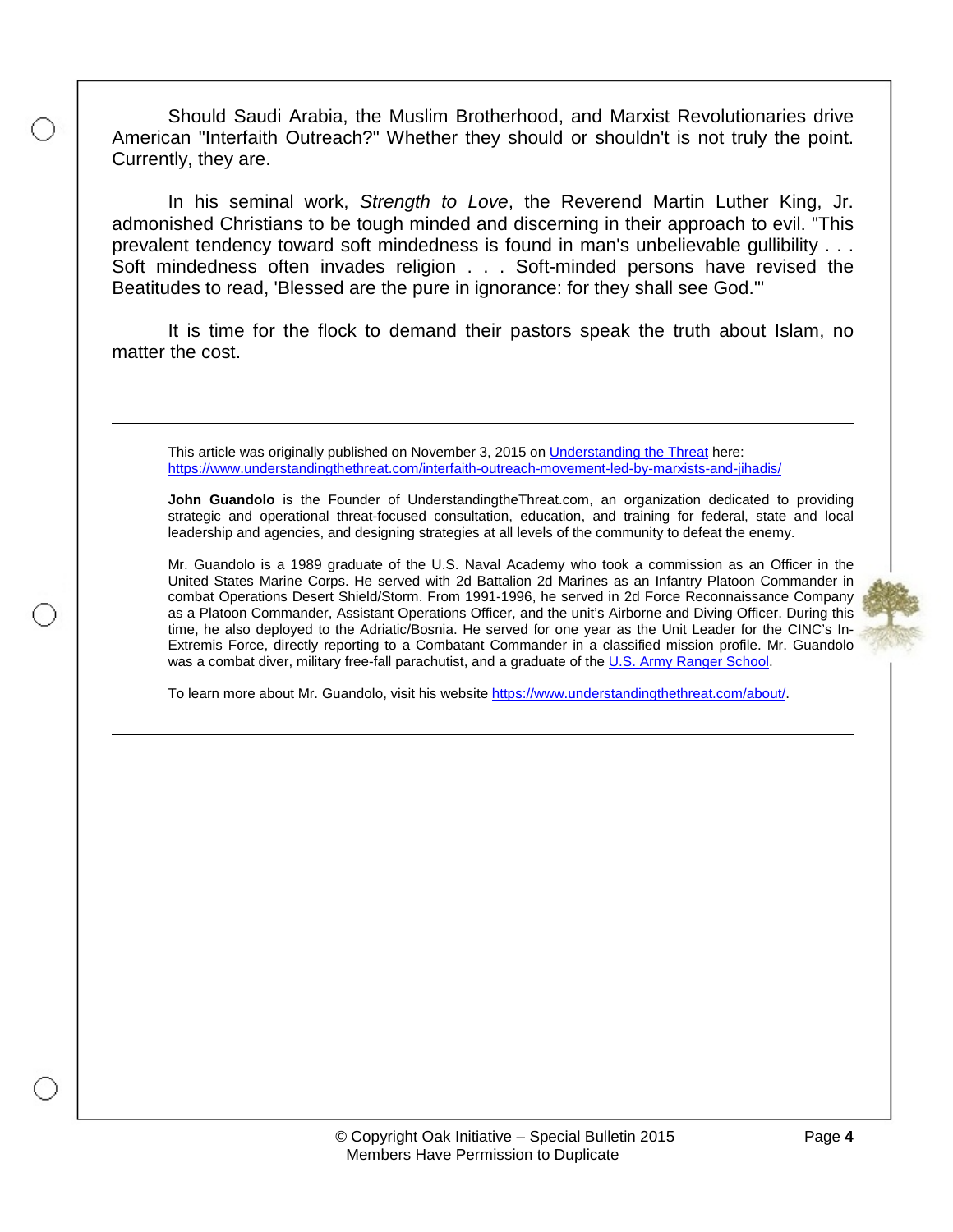Should Saudi Arabia, the Muslim Brotherhood, and Marxist Revolutionaries drive American "Interfaith Outreach?" Whether they should or shouldn't is not truly the point. Currently, they are.

In his seminal work, *Strength to Love*, the Reverend Martin Luther King, Jr. admonished Christians to be tough minded and discerning in their approach to evil. "This prevalent tendency toward soft mindedness is found in man's unbelievable gullibility . . . Soft mindedness often invades religion . . . Soft-minded persons have revised the Beatitudes to read, 'Blessed are the pure in ignorance: for they shall see God.'"

It is time for the flock to demand their pastors speak the truth about Islam, no matter the cost.

---

This article was originally published on November 3, 2015 on [Understanding the Threat](https://www.understandingthethreat.com/) here: https://www.understandingthethreat.com/interfaith-outreach-movement-led-by-marxists-and-jihadis/

**John Guandolo** is the Founder of UnderstandingtheThreat.com, an organization dedicated to providing strategic and operational threat-focused consultation, education, and training for federal, state and local leadership and agencies, and designing strategies at all levels of the community to defeat the enemy.

Mr. Guandolo is a 1989 graduate of the U.S. Naval Academy who took a commission as an Officer in the United States Marine Corps. He served with 2d Battalion 2d Marines as an Infantry Platoon Commander in combat Operations Desert Shield/Storm. From 1991-1996, he served in 2d Force Reconnaissance Company as a Platoon Commander, Assistant Operations Officer, and the unit's Airborne and Diving Officer. During this time, he also deployed to the Adriatic/Bosnia. He served for one year as the Unit Leader for the CINC's In-Extremis Force, directly reporting to a Combatant Commander in a classified mission profile. Mr. Guandolo was a combat diver, military free-fall parachutist, and a graduate of the U.S. Army Ranger School.

To learn more about Mr. Guandolo, visit his website https://www.understandingthethreat.com/about/.

---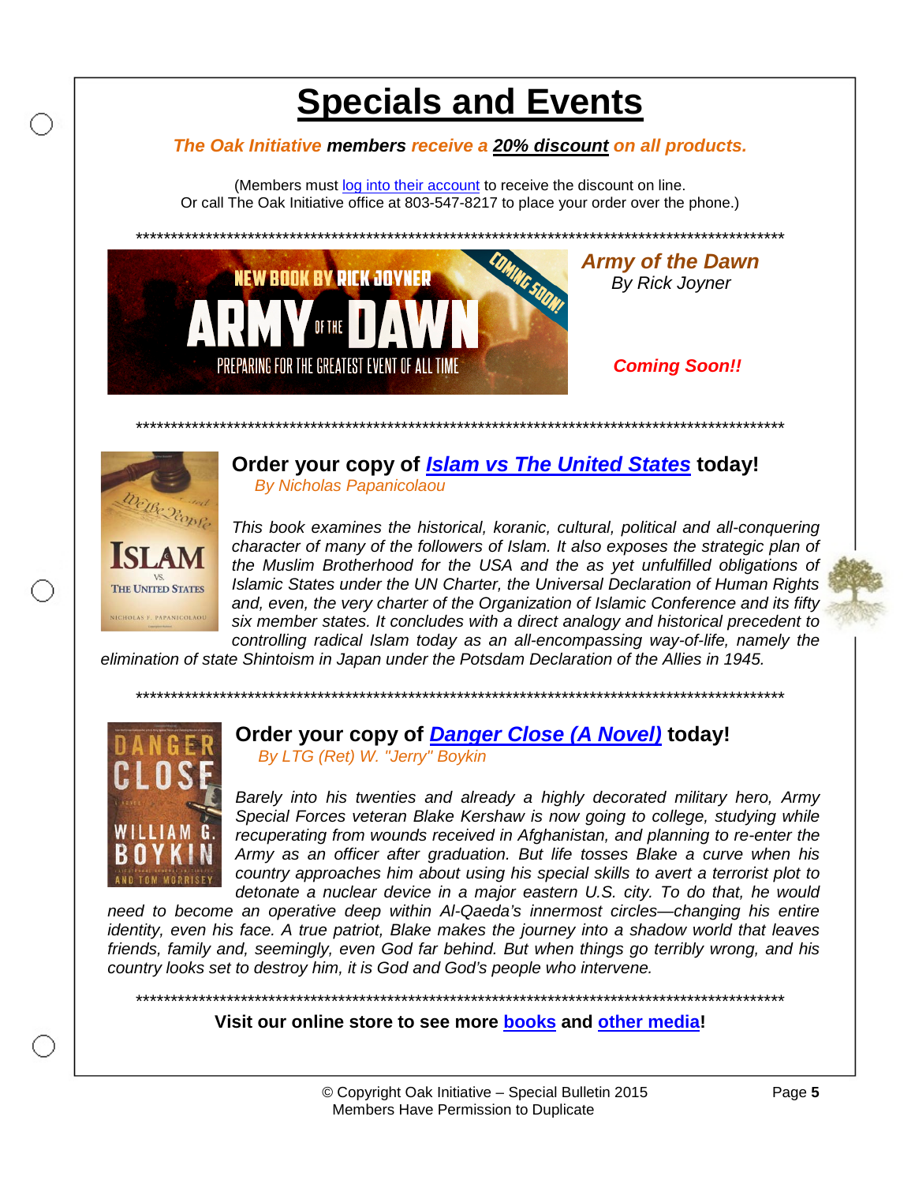# Specials and Events

***The Oak Initiative* members *receive a* 20% discount *on all products.***

(Members must log into their account to receive the discount on line.
Or call The Oak Initiative office at 803-547-8217 to place your order over the phone.)

****************************************************************************************************

***Army of the Dawn***
*By Rick Joyner*

***Coming Soon!!***

****************************************************************************************************

**Order your copy of *Islam vs The United States* today!**
*By Nicholas Papanicolaou*

*This book examines the historical, koranic, cultural, political and all-conquering character of many of the followers of Islam. It also exposes the strategic plan of the Muslim Brotherhood for the USA and the as yet unfulfilled obligations of Islamic States under the UN Charter, the Universal Declaration of Human Rights and, even, the very charter of the Organization of Islamic Conference and its fifty six member states. It concludes with a direct analogy and historical precedent to controlling radical Islam today as an all-encompassing way-of-life, namely the elimination of state Shintoism in Japan under the Potsdam Declaration of the Allies in 1945.*

****************************************************************************************************

**Order your copy of *Danger Close (A Novel)* today!**
*By LTG (Ret) W. "Jerry" Boykin*

*Barely into his twenties and already a highly decorated military hero, Army Special Forces veteran Blake Kershaw is now going to college, studying while recuperating from wounds received in Afghanistan, and planning to re-enter the Army as an officer after graduation. But life tosses Blake a curve when his country approaches him about using his special skills to avert a terrorist plot to detonate a nuclear device in a major eastern U.S. city. To do that, he would need to become an operative deep within Al-Qaeda's innermost circles—changing his entire identity, even his face. A true patriot, Blake makes the journey into a shadow world that leaves friends, family and, seemingly, even God far behind. But when things go terribly wrong, and his country looks set to destroy him, it is God and God's people who intervene.*

****************************************************************************************************

**Visit our online store to see more books and other media!**

© Copyright Oak Initiative – Special Bulletin 2015
Members Have Permission to Duplicate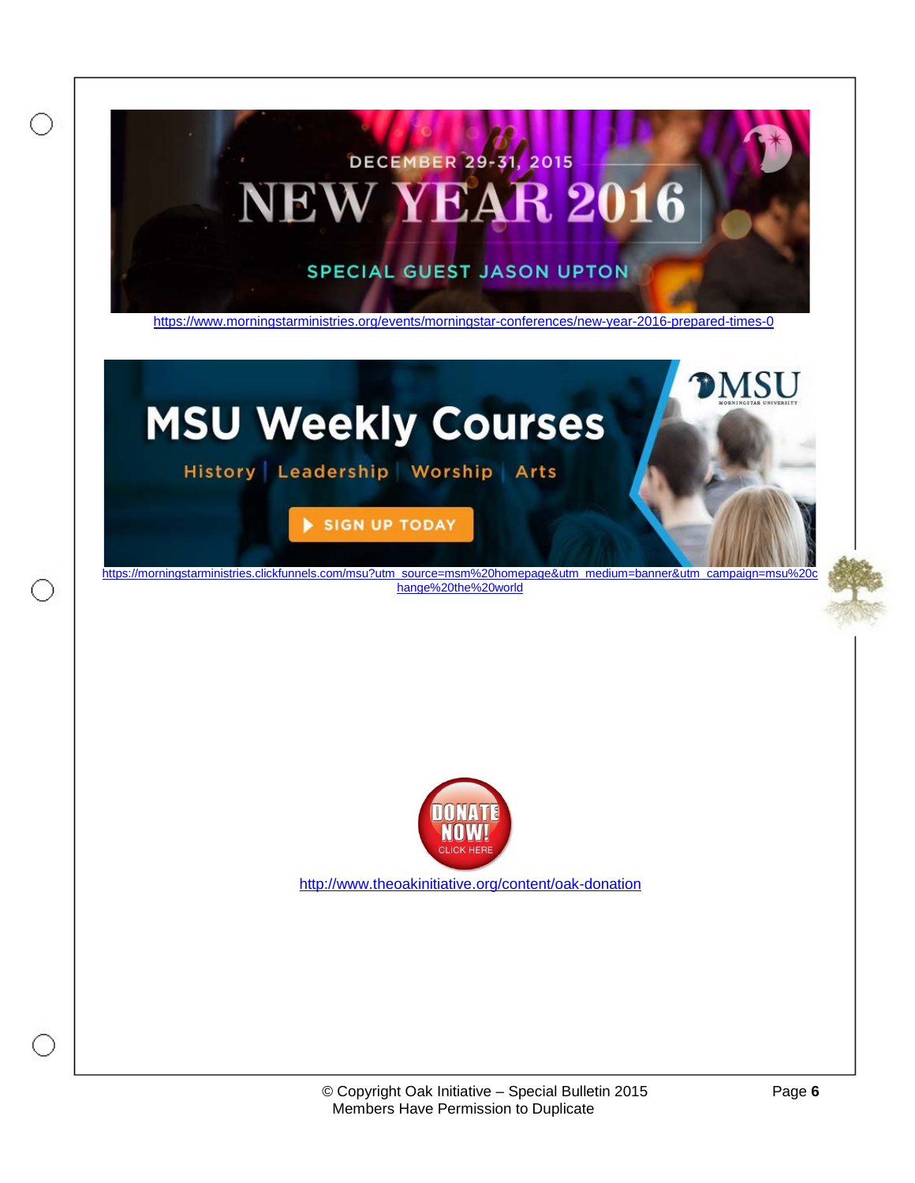DECEMBER 29-31, 2015

NEW YEAR 2016

SPECIAL GUEST JASON UPTON

https://www.morningstarministries.org/events/morningstar-conferences/new-year-2016-prepared-times-0

MSU Weekly Courses

History | Leadership | Worship | Arts

SIGN UP TODAY

https://morningstarministries.clickfunnels.com/msu?utm_source=msm%20homepage&utm_medium=banner&utm_campaign=msu%20change%20the%20world

DONATE NOW! CLICK HERE

http://www.theoakinitiative.org/content/oak-donation

© Copyright Oak Initiative – Special Bulletin 2015
Members Have Permission to Duplicate